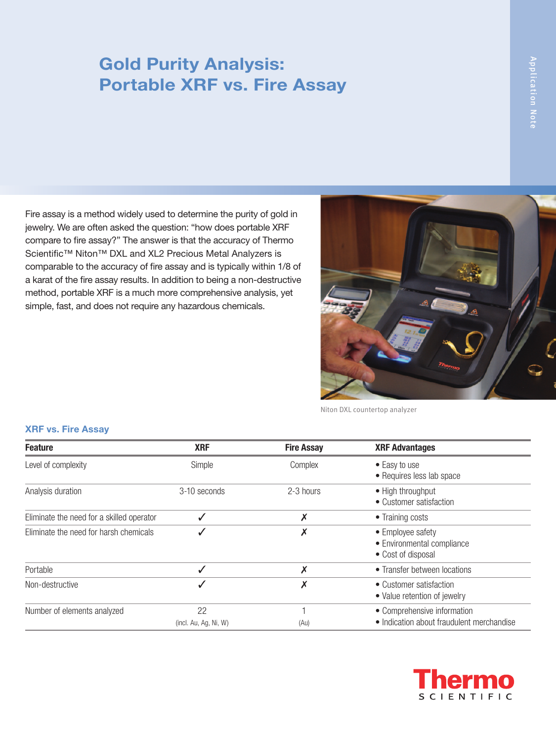# Gold Purity Analysis: Portable XRF vs. Fire Assay

Application Note

Fire assay is a method widely used to determine the purity of gold in jewelry. We are often asked the question: "how does portable XRF compare to fire assay?" The answer is that the accuracy of Thermo Scientific™ Niton™ DXL and XL2 Precious Metal Analyzers is comparable to the accuracy of fire assay and is typically within 1/8 of a karat of the fire assay results. In addition to being a non-destructive method, portable XRF is a much more comprehensive analysis, yet simple, fast, and does not require any hazardous chemicals.

Niton DXL countertop analyzer

## XRF vs. Fire Assay

| Feature | XRF | Fire Assay | XRF Advantages |
|---|---|---|---|
| Level of complexity | Simple | Complex | • Easy to use<br>• Requires less lab space |
| Analysis duration | 3-10 seconds | 2-3 hours | • High throughput<br>• Customer satisfaction |
| Eliminate the need for a skilled operator | ✓ | ✗ | • Training costs |
| Eliminate the need for harsh chemicals | ✓ | ✗ | • Employee safety<br>• Environmental compliance<br>• Cost of disposal |
| Portable | ✓ | ✗ | • Transfer between locations |
| Non-destructive | ✓ | ✗ | • Customer satisfaction<br>• Value retention of jewelry |
| Number of elements analyzed | 22<br>(incl. Au, Ag, Ni, W) | 1<br>(Au) | • Comprehensive information<br>• Indication about fraudulent merchandise |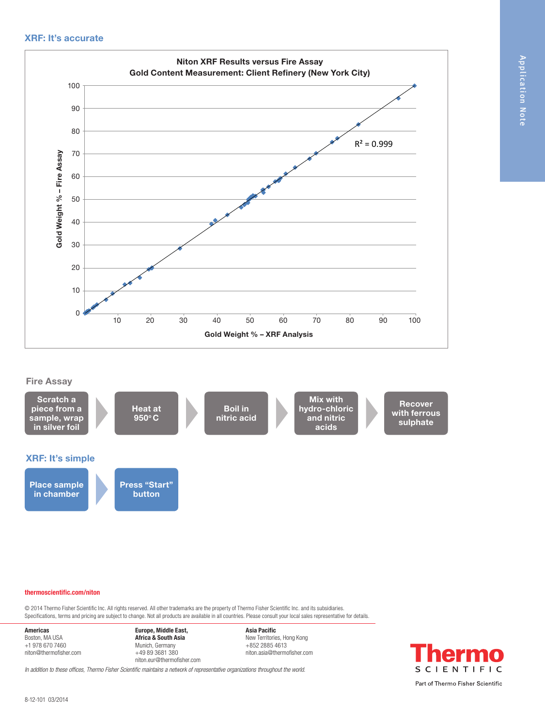## XRF: It's accurate

Niton XRF Results versus Fire Assay
Gold Content Measurement: Client Refinery (New York City)

Gold Weight % – Fire Assay

100
90
80
70
60
50
40
30
20
10
0

10 20 30 40 50 60 70 80 90 100

Gold Weight % – XRF Analysis

$R^2 = 0.999$

### Fire Assay

Scratch a piece from a sample, wrap in silver foil → Heat at 950° C → Boil in nitric acid → Mix with hydro-chloric and nitric acids → Recover with ferrous sulphate

## XRF: It's simple

Place sample in chamber → Press "Start" button

Application Note

**thermoscientific.com/niton**

© 2014 Thermo Fisher Scientific Inc. All rights reserved. All other trademarks are the property of Thermo Fisher Scientific Inc. and its subsidiaries.
Specifications, terms and pricing are subject to change. Not all products are available in all countries. Please consult your local sales representative for details.

**Americas**
Boston, MA USA
+1 978 670 7460
niton@thermofisher.com

**Europe, Middle East, Africa & South Asia**
Munich, Germany
+49 89 3681 380
niton.eur@thermofisher.com

**Asia Pacific**
New Territories, Hong Kong
+852 2885 4613
niton.asia@thermofisher.com

*In addition to these offices, Thermo Fisher Scientific maintains a network of representative organizations throughout the world.*

Thermo SCIENTIFIC
Part of Thermo Fisher Scientific

8-12-101 03/2014